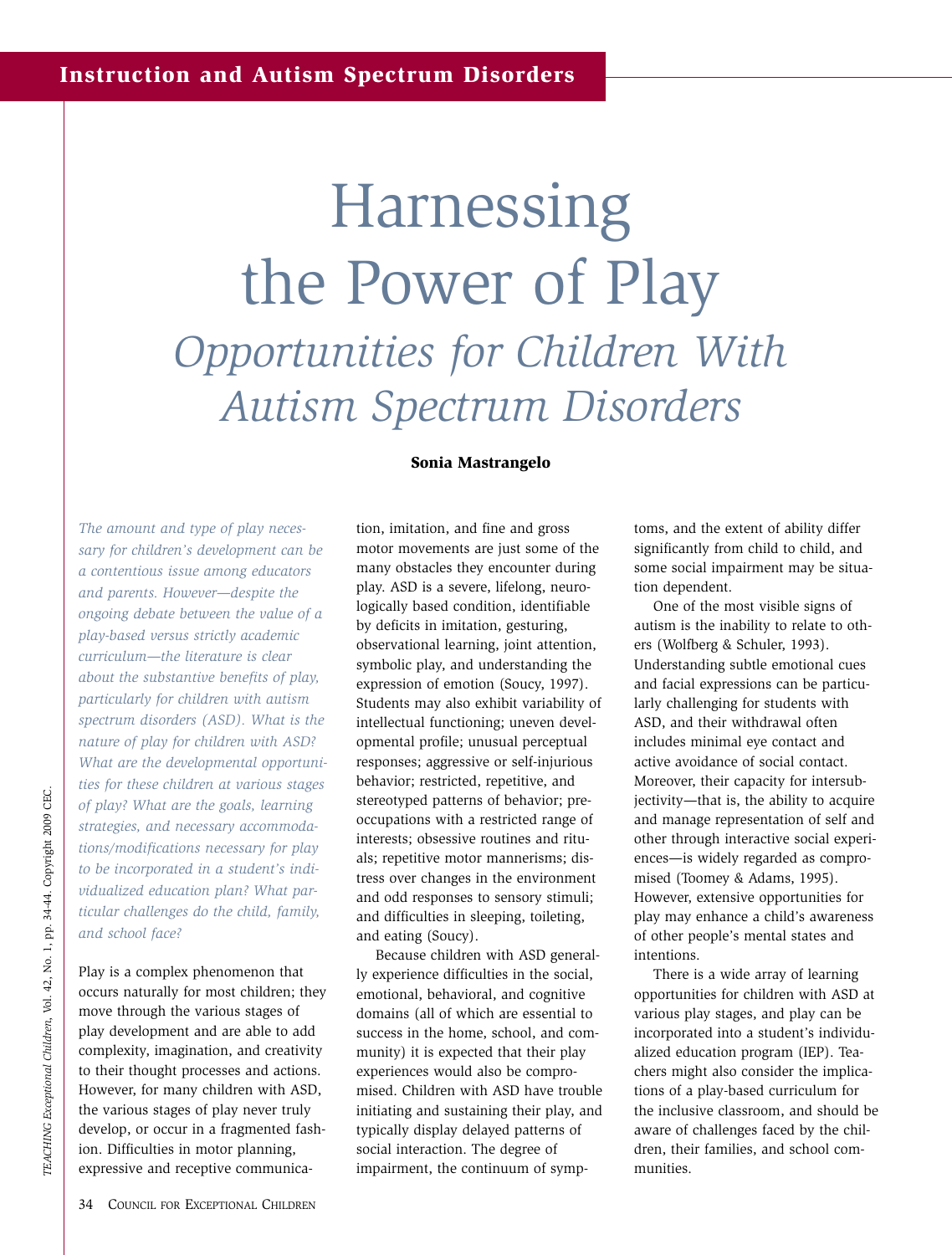# Harnessing the Power of Play

## *Opportunities for Children With Autism Spectrum Disorders*

**Sonia Mastrangelo**

*The amount and type of play necessary for children's development can be a contentious issue among educators and parents. However—despite the ongoing debate between the value of a play-based versus strictly academic curriculum—the literature is clear about the substantive benefits of play, particularly for children with autism spectrum disorders (ASD). What is the nature of play for children with ASD? What are the developmental opportunities for these children at various stages of play? What are the goals, learning strategies, and necessary accommodations/modifications necessary for play to be incorporated in a student's individualized education plan? What particular challenges do the child, family, and school face?*

Play is a complex phenomenon that occurs naturally for most children; they move through the various stages of play development and are able to add complexity, imagination, and creativity to their thought processes and actions. However, for many children with ASD, the various stages of play never truly develop, or occur in a fragmented fashion. Difficulties in motor planning, expressive and receptive communication, imitation, and fine and gross motor movements are just some of the many obstacles they encounter during play. ASD is a severe, lifelong, neurologically based condition, identifiable by deficits in imitation, gesturing, observational learning, joint attention, symbolic play, and understanding the expression of emotion (Soucy, 1997). Students may also exhibit variability of intellectual functioning; uneven developmental profile; unusual perceptual responses; aggressive or self-injurious behavior; restricted, repetitive, and stereotyped patterns of behavior; preoccupations with a restricted range of interests; obsessive routines and rituals; repetitive motor mannerisms; distress over changes in the environment and odd responses to sensory stimuli; and difficulties in sleeping, toileting, and eating (Soucy).

Because children with ASD generally experience difficulties in the social, emotional, behavioral, and cognitive domains (all of which are essential to success in the home, school, and community) it is expected that their play experiences would also be compromised. Children with ASD have trouble initiating and sustaining their play, and typically display delayed patterns of social interaction. The degree of impairment, the continuum of symptoms, and the extent of ability differ significantly from child to child, and some social impairment may be situation dependent.

One of the most visible signs of autism is the inability to relate to others (Wolfberg & Schuler, 1993). Understanding subtle emotional cues and facial expressions can be particularly challenging for students with ASD, and their withdrawal often includes minimal eye contact and active avoidance of social contact. Moreover, their capacity for intersubjectivity—that is, the ability to acquire and manage representation of self and other through interactive social experiences—is widely regarded as compromised (Toomey & Adams, 1995). However, extensive opportunities for play may enhance a child's awareness of other people's mental states and intentions.

There is a wide array of learning opportunities for children with ASD at various play stages, and play can be incorporated into a student's individualized education program (IEP). Teachers might also consider the implications of a play-based curriculum for the inclusive classroom, and should be aware of challenges faced by the children, their families, and school communities.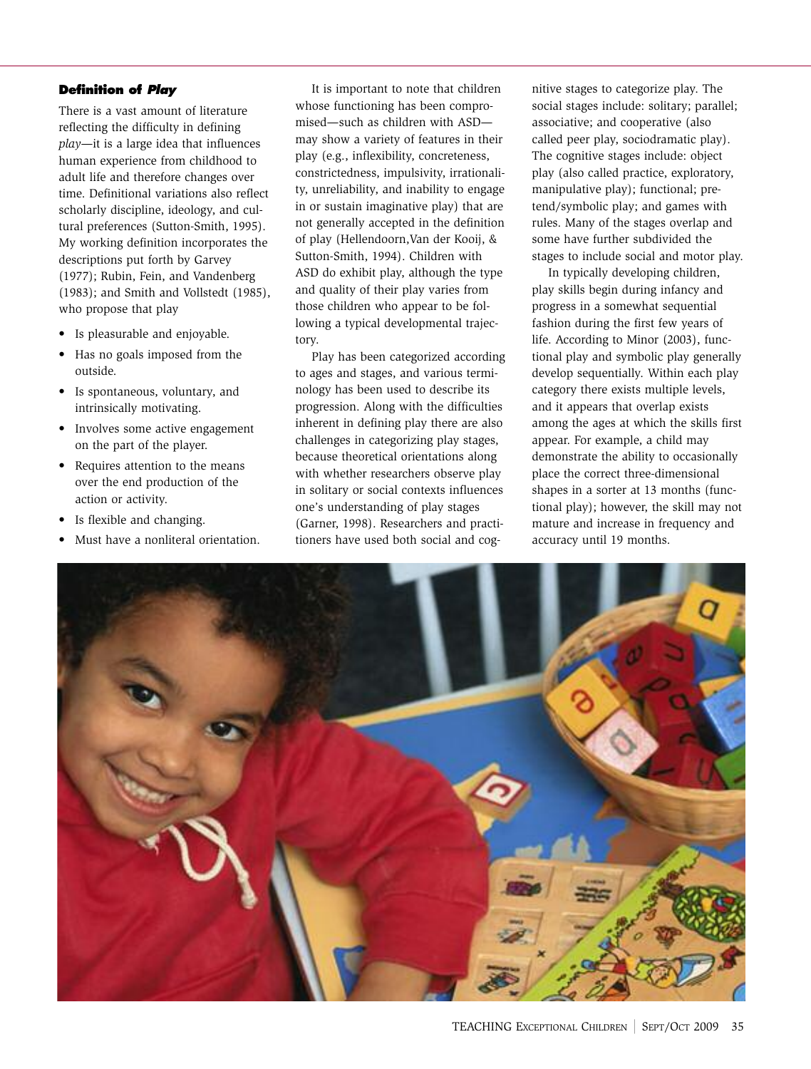### Definition of *Play*

There is a vast amount of literature reflecting the difficulty in defining *play*—it is a large idea that influences human experience from childhood to adult life and therefore changes over time. Definitional variations also reflect scholarly discipline, ideology, and cultural preferences (Sutton-Smith, 1995). My working definition incorporates the descriptions put forth by Garvey (1977); Rubin, Fein, and Vandenberg (1983); and Smith and Vollstedt (1985), who propose that play

- Is pleasurable and enjoyable.
- Has no goals imposed from the outside.
- Is spontaneous, voluntary, and intrinsically motivating.
- Involves some active engagement on the part of the player.
- Requires attention to the means over the end production of the action or activity.
- Is flexible and changing.
- Must have a nonliteral orientation.

It is important to note that children whose functioning has been compromised—such as children with ASD—may show a variety of features in their play (e.g., inflexibility, concreteness, constrictedness, impulsivity, irrationality, unreliability, and inability to engage in or sustain imaginative play) that are not generally accepted in the definition of play (Hellendoorn,Van der Kooij, & Sutton-Smith, 1994). Children with ASD do exhibit play, although the type and quality of their play varies from those children who appear to be following a typical developmental trajectory.

Play has been categorized according to ages and stages, and various terminology has been used to describe its progression. Along with the difficulties inherent in defining play there are also challenges in categorizing play stages, because theoretical orientations along with whether researchers observe play in solitary or social contexts influences one's understanding of play stages (Garner, 1998). Researchers and practitioners have used both social and cognitive stages to categorize play. The social stages include: solitary; parallel; associative; and cooperative (also called peer play, sociodramatic play). The cognitive stages include: object play (also called practice, exploratory, manipulative play); functional; pretend/symbolic play; and games with rules. Many of the stages overlap and some have further subdivided the stages to include social and motor play.

In typically developing children, play skills begin during infancy and progress in a somewhat sequential fashion during the first few years of life. According to Minor (2003), functional play and symbolic play generally develop sequentially. Within each play category there exists multiple levels, and it appears that overlap exists among the ages at which the skills first appear. For example, a child may demonstrate the ability to occasionally place the correct three-dimensional shapes in a sorter at 13 months (functional play); however, the skill may not mature and increase in frequency and accuracy until 19 months.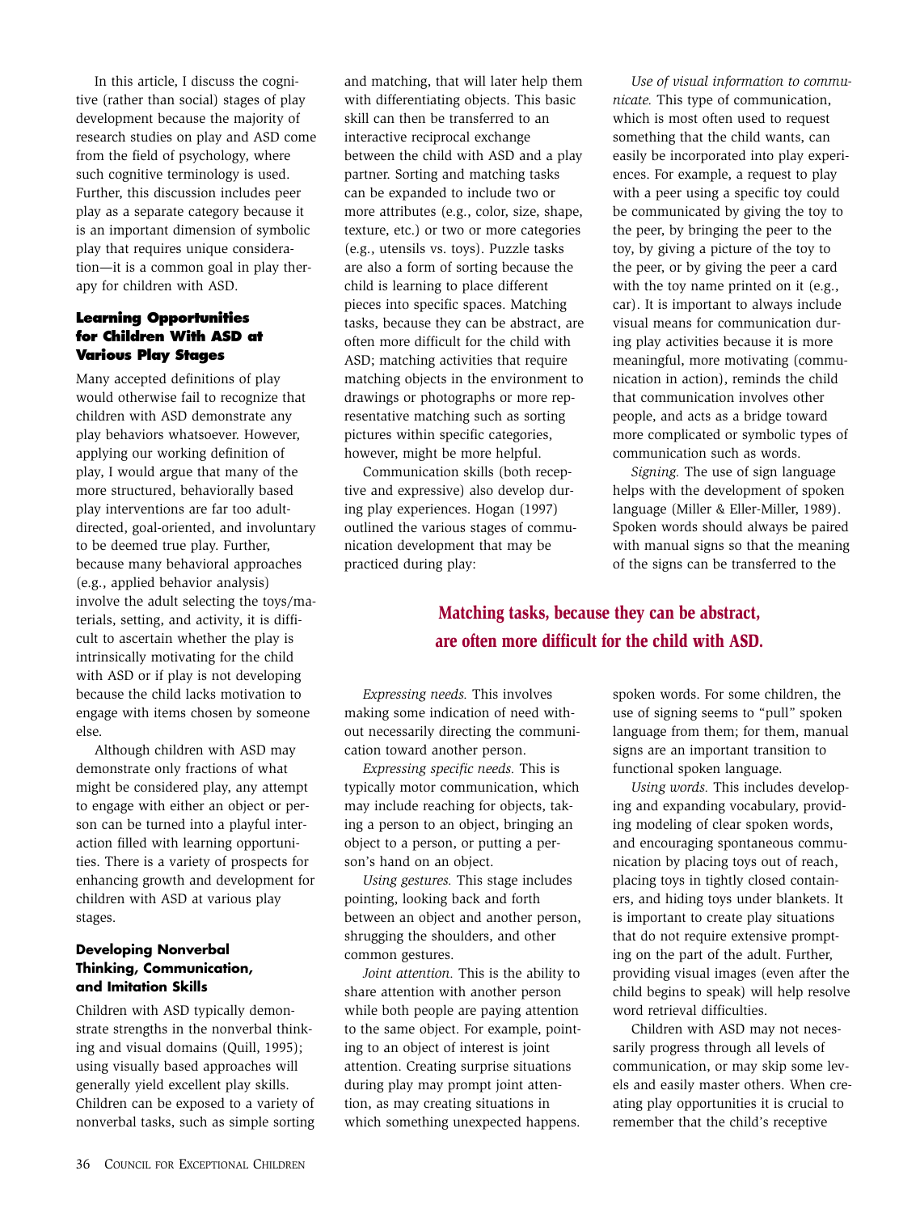In this article, I discuss the cognitive (rather than social) stages of play development because the majority of research studies on play and ASD come from the field of psychology, where such cognitive terminology is used. Further, this discussion includes peer play as a separate category because it is an important dimension of symbolic play that requires unique consideration—it is a common goal in play therapy for children with ASD.

### Learning Opportunities for Children With ASD at Various Play Stages

Many accepted definitions of play would otherwise fail to recognize that children with ASD demonstrate any play behaviors whatsoever. However, applying our working definition of play, I would argue that many of the more structured, behaviorally based play interventions are far too adult-directed, goal-oriented, and involuntary to be deemed true play. Further, because many behavioral approaches (e.g., applied behavior analysis) involve the adult selecting the toys/materials, setting, and activity, it is difficult to ascertain whether the play is intrinsically motivating for the child with ASD or if play is not developing because the child lacks motivation to engage with items chosen by someone else.

Although children with ASD may demonstrate only fractions of what might be considered play, any attempt to engage with either an object or person can be turned into a playful interaction filled with learning opportunities. There is a variety of prospects for enhancing growth and development for children with ASD at various play stages.

### Developing Nonverbal Thinking, Communication, and Imitation Skills

Children with ASD typically demonstrate strengths in the nonverbal thinking and visual domains (Quill, 1995); using visually based approaches will generally yield excellent play skills. Children can be exposed to a variety of nonverbal tasks, such as simple sorting and matching, that will later help them with differentiating objects. This basic skill can then be transferred to an interactive reciprocal exchange between the child with ASD and a play partner. Sorting and matching tasks can be expanded to include two or more attributes (e.g., color, size, shape, texture, etc.) or two or more categories (e.g., utensils vs. toys). Puzzle tasks are also a form of sorting because the child is learning to place different pieces into specific spaces. Matching tasks, because they can be abstract, are often more difficult for the child with ASD; matching activities that require matching objects in the environment to drawings or photographs or more representative matching such as sorting pictures within specific categories, however, might be more helpful.

Communication skills (both receptive and expressive) also develop during play experiences. Hogan (1997) outlined the various stages of communication development that may be practiced during play:

**Matching tasks, because they can be abstract, are often more difficult for the child with ASD.**

*Expressing needs.* This involves making some indication of need without necessarily directing the communication toward another person.

*Expressing specific needs.* This is typically motor communication, which may include reaching for objects, taking a person to an object, bringing an object to a person, or putting a person's hand on an object.

*Using gestures.* This stage includes pointing, looking back and forth between an object and another person, shrugging the shoulders, and other common gestures.

*Joint attention.* This is the ability to share attention with another person while both people are paying attention to the same object. For example, pointing to an object of interest is joint attention. Creating surprise situations during play may prompt joint attention, as may creating situations in which something unexpected happens.

*Use of visual information to communicate.* This type of communication, which is most often used to request something that the child wants, can easily be incorporated into play experiences. For example, a request to play with a peer using a specific toy could be communicated by giving the toy to the peer, by bringing the peer to the toy, by giving a picture of the toy to the peer, or by giving the peer a card with the toy name printed on it (e.g., car). It is important to always include visual means for communication during play activities because it is more meaningful, more motivating (communication in action), reminds the child that communication involves other people, and acts as a bridge toward more complicated or symbolic types of communication such as words.

*Signing.* The use of sign language helps with the development of spoken language (Miller & Eller-Miller, 1989). Spoken words should always be paired with manual signs so that the meaning of the signs can be transferred to the spoken words. For some children, the use of signing seems to "pull" spoken language from them; for them, manual signs are an important transition to functional spoken language.

*Using words.* This includes developing and expanding vocabulary, providing modeling of clear spoken words, and encouraging spontaneous communication by placing toys out of reach, placing toys in tightly closed containers, and hiding toys under blankets. It is important to create play situations that do not require extensive prompting on the part of the adult. Further, providing visual images (even after the child begins to speak) will help resolve word retrieval difficulties.

Children with ASD may not necessarily progress through all levels of communication, or may skip some levels and easily master others. When creating play opportunities it is crucial to remember that the child's receptive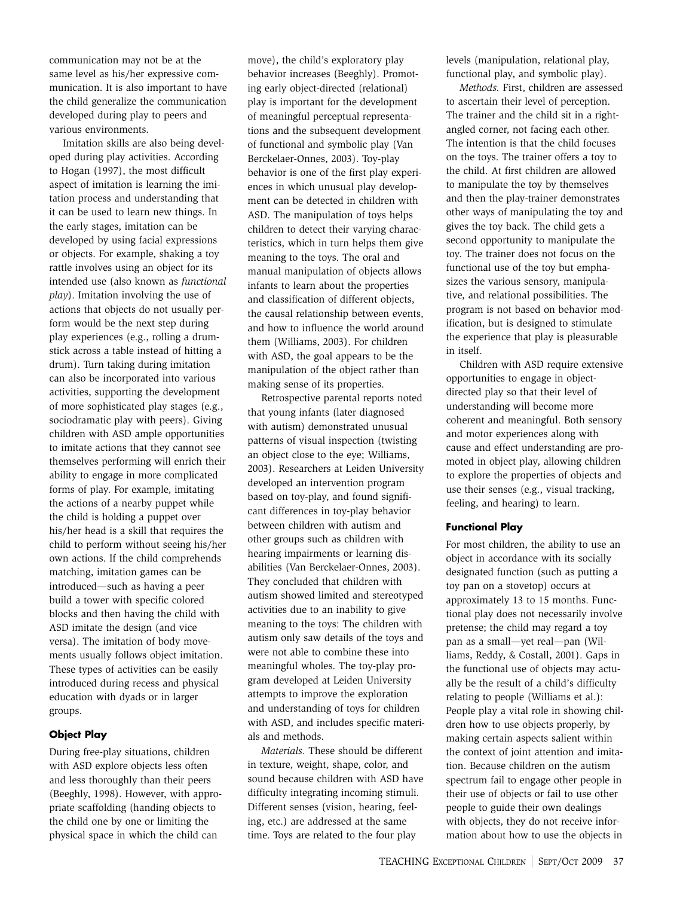communication may not be at the same level as his/her expressive communication. It is also important to have the child generalize the communication developed during play to peers and various environments.

Imitation skills are also being developed during play activities. According to Hogan (1997), the most difficult aspect of imitation is learning the imitation process and understanding that it can be used to learn new things. In the early stages, imitation can be developed by using facial expressions or objects. For example, shaking a toy rattle involves using an object for its intended use (also known as *functional play*). Imitation involving the use of actions that objects do not usually perform would be the next step during play experiences (e.g., rolling a drumstick across a table instead of hitting a drum). Turn taking during imitation can also be incorporated into various activities, supporting the development of more sophisticated play stages (e.g., sociodramatic play with peers). Giving children with ASD ample opportunities to imitate actions that they cannot see themselves performing will enrich their ability to engage in more complicated forms of play. For example, imitating the actions of a nearby puppet while the child is holding a puppet over his/her head is a skill that requires the child to perform without seeing his/her own actions. If the child comprehends matching, imitation games can be introduced—such as having a peer build a tower with specific colored blocks and then having the child with ASD imitate the design (and vice versa). The imitation of body movements usually follows object imitation. These types of activities can be easily introduced during recess and physical education with dyads or in larger groups.

### Object Play

During free-play situations, children with ASD explore objects less often and less thoroughly than their peers (Beeghly, 1998). However, with appropriate scaffolding (handing objects to the child one by one or limiting the physical space in which the child can move), the child's exploratory play behavior increases (Beeghly). Promoting early object-directed (relational) play is important for the development of meaningful perceptual representations and the subsequent development of functional and symbolic play (Van Berckelaer-Onnes, 2003). Toy-play behavior is one of the first play experiences in which unusual play development can be detected in children with ASD. The manipulation of toys helps children to detect their varying characteristics, which in turn helps them give meaning to the toys. The oral and manual manipulation of objects allows infants to learn about the properties and classification of different objects, the causal relationship between events, and how to influence the world around them (Williams, 2003). For children with ASD, the goal appears to be the manipulation of the object rather than making sense of its properties.

Retrospective parental reports noted that young infants (later diagnosed with autism) demonstrated unusual patterns of visual inspection (twisting an object close to the eye; Williams, 2003). Researchers at Leiden University developed an intervention program based on toy-play, and found significant differences in toy-play behavior between children with autism and other groups such as children with hearing impairments or learning disabilities (Van Berckelaer-Onnes, 2003). They concluded that children with autism showed limited and stereotyped activities due to an inability to give meaning to the toys: The children with autism only saw details of the toys and were not able to combine these into meaningful wholes. The toy-play program developed at Leiden University attempts to improve the exploration and understanding of toys for children with ASD, and includes specific materials and methods.

*Materials.* These should be different in texture, weight, shape, color, and sound because children with ASD have difficulty integrating incoming stimuli. Different senses (vision, hearing, feeling, etc.) are addressed at the same time. Toys are related to the four play levels (manipulation, relational play, functional play, and symbolic play).

*Methods.* First, children are assessed to ascertain their level of perception. The trainer and the child sit in a right-angled corner, not facing each other. The intention is that the child focuses on the toys. The trainer offers a toy to the child. At first children are allowed to manipulate the toy by themselves and then the play-trainer demonstrates other ways of manipulating the toy and gives the toy back. The child gets a second opportunity to manipulate the toy. The trainer does not focus on the functional use of the toy but emphasizes the various sensory, manipulative, and relational possibilities. The program is not based on behavior modification, but is designed to stimulate the experience that play is pleasurable in itself.

Children with ASD require extensive opportunities to engage in object-directed play so that their level of understanding will become more coherent and meaningful. Both sensory and motor experiences along with cause and effect understanding are promoted in object play, allowing children to explore the properties of objects and use their senses (e.g., visual tracking, feeling, and hearing) to learn.

### Functional Play

For most children, the ability to use an object in accordance with its socially designated function (such as putting a toy pan on a stovetop) occurs at approximately 13 to 15 months. Functional play does not necessarily involve pretense; the child may regard a toy pan as a small—yet real—pan (Williams, Reddy, & Costall, 2001). Gaps in the functional use of objects may actually be the result of a child's difficulty relating to people (Williams et al.): People play a vital role in showing children how to use objects properly, by making certain aspects salient within the context of joint attention and imitation. Because children on the autism spectrum fail to engage other people in their use of objects or fail to use other people to guide their own dealings with objects, they do not receive information about how to use the objects in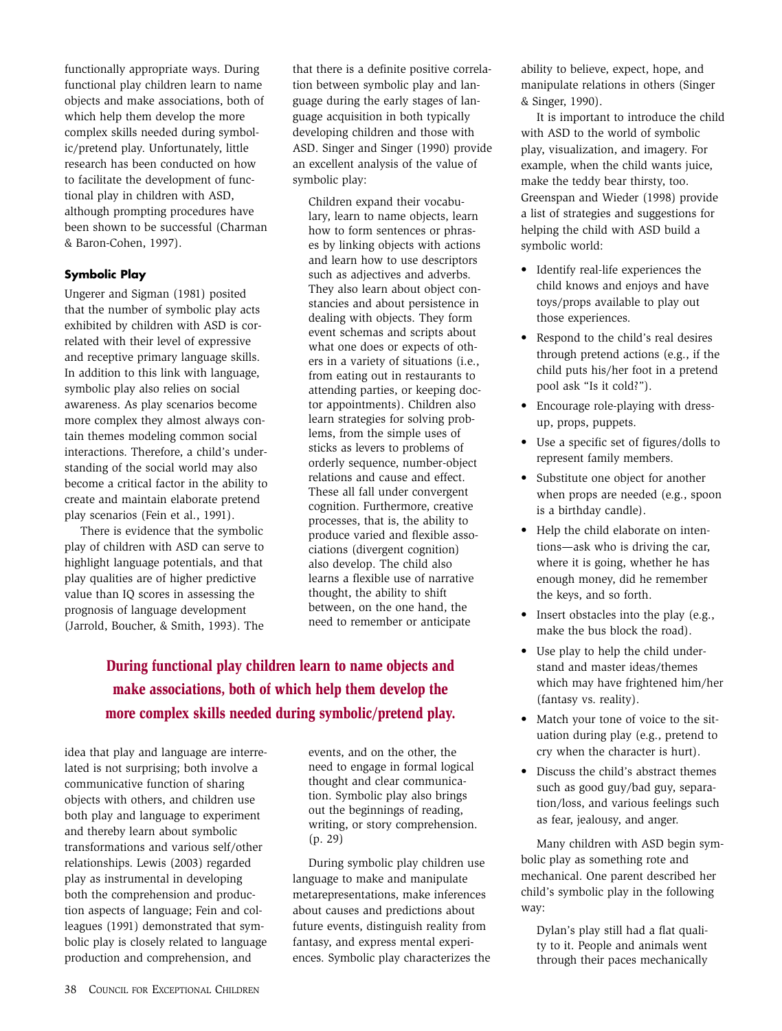functionally appropriate ways. During functional play children learn to name objects and make associations, both of which help them develop the more complex skills needed during symbolic/pretend play. Unfortunately, little research has been conducted on how to facilitate the development of functional play in children with ASD, although prompting procedures have been shown to be successful (Charman & Baron-Cohen, 1997).

### Symbolic Play

Ungerer and Sigman (1981) posited that the number of symbolic play acts exhibited by children with ASD is correlated with their level of expressive and receptive primary language skills. In addition to this link with language, symbolic play also relies on social awareness. As play scenarios become more complex they almost always contain themes modeling common social interactions. Therefore, a child's understanding of the social world may also become a critical factor in the ability to create and maintain elaborate pretend play scenarios (Fein et al., 1991).

There is evidence that the symbolic play of children with ASD can serve to highlight language potentials, and that play qualities are of higher predictive value than IQ scores in assessing the prognosis of language development (Jarrold, Boucher, & Smith, 1993). The idea that play and language are interrelated is not surprising; both involve a communicative function of sharing objects with others, and children use both play and language to experiment and thereby learn about symbolic transformations and various self/other relationships. Lewis (2003) regarded play as instrumental in developing both the comprehension and production aspects of language; Fein and colleagues (1991) demonstrated that symbolic play is closely related to language production and comprehension, and that there is a definite positive correlation between symbolic play and language during the early stages of language acquisition in both typically developing children and those with ASD. Singer and Singer (1990) provide an excellent analysis of the value of symbolic play:

> Children expand their vocabulary, learn to name objects, learn how to form sentences or phrases by linking objects with actions and learn how to use descriptors such as adjectives and adverbs. They also learn about object constancies and about persistence in dealing with objects. They form event schemas and scripts about what one does or expects of others in a variety of situations (i.e., from eating out in restaurants to attending parties, or keeping doctor appointments). Children also learn strategies for solving problems, from the simple uses of sticks as levers to problems of orderly sequence, number-object relations and cause and effect. These all fall under convergent cognition. Furthermore, creative processes, that is, the ability to produce varied and flexible associations (divergent cognition) also develop. The child also learns a flexible use of narrative thought, the ability to shift between, on the one hand, the need to remember or anticipate events, and on the other, the need to engage in formal logical thought and clear communication. Symbolic play also brings out the beginnings of reading, writing, or story comprehension. (p. 29)

**During functional play children learn to name objects and make associations, both of which help them develop the more complex skills needed during symbolic/pretend play.**

During symbolic play children use language to make and manipulate metarepresentations, make inferences about causes and predictions about future events, distinguish reality from fantasy, and express mental experiences. Symbolic play characterizes the ability to believe, expect, hope, and manipulate relations in others (Singer & Singer, 1990).

It is important to introduce the child with ASD to the world of symbolic play, visualization, and imagery. For example, when the child wants juice, make the teddy bear thirsty, too. Greenspan and Wieder (1998) provide a list of strategies and suggestions for helping the child with ASD build a symbolic world:

- Identify real-life experiences the child knows and enjoys and have toys/props available to play out those experiences.
- Respond to the child's real desires through pretend actions (e.g., if the child puts his/her foot in a pretend pool ask "Is it cold?").
- Encourage role-playing with dress-up, props, puppets.
- Use a specific set of figures/dolls to represent family members.
- Substitute one object for another when props are needed (e.g., spoon is a birthday candle).
- Help the child elaborate on intentions—ask who is driving the car, where it is going, whether he has enough money, did he remember the keys, and so forth.
- Insert obstacles into the play (e.g., make the bus block the road).
- Use play to help the child understand and master ideas/themes which may have frightened him/her (fantasy vs. reality).
- Match your tone of voice to the situation during play (e.g., pretend to cry when the character is hurt).
- Discuss the child's abstract themes such as good guy/bad guy, separation/loss, and various feelings such as fear, jealousy, and anger.

Many children with ASD begin symbolic play as something rote and mechanical. One parent described her child's symbolic play in the following way:

> Dylan's play still had a flat quality to it. People and animals went through their paces mechanically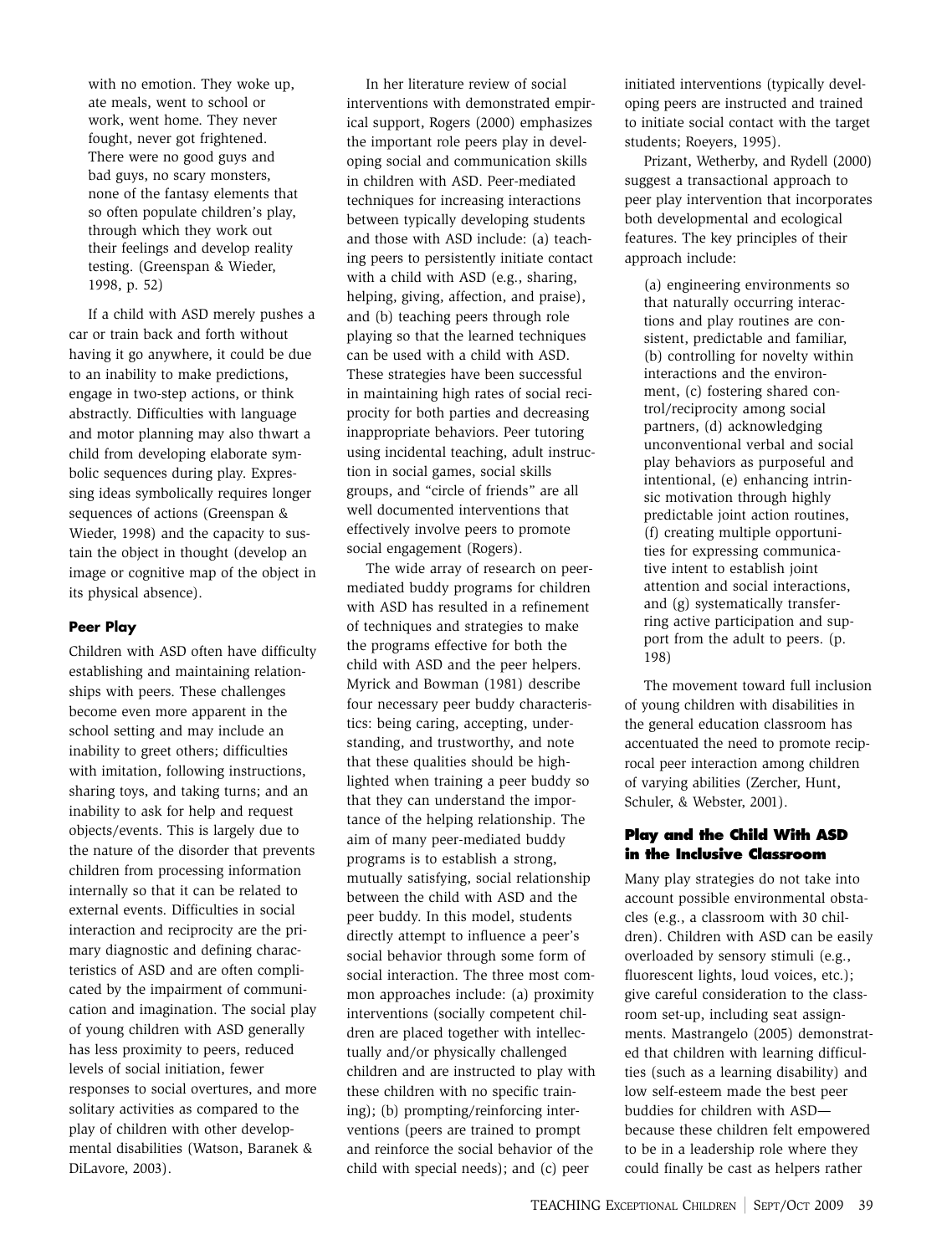> with no emotion. They woke up, ate meals, went to school or work, went home. They never fought, never got frightened. There were no good guys and bad guys, no scary monsters, none of the fantasy elements that so often populate children's play, through which they work out their feelings and develop reality testing. (Greenspan & Wieder, 1998, p. 52)

If a child with ASD merely pushes a car or train back and forth without having it go anywhere, it could be due to an inability to make predictions, engage in two-step actions, or think abstractly. Difficulties with language and motor planning may also thwart a child from developing elaborate symbolic sequences during play. Expressing ideas symbolically requires longer sequences of actions (Greenspan & Wieder, 1998) and the capacity to sustain the object in thought (develop an image or cognitive map of the object in its physical absence).

### Peer Play

Children with ASD often have difficulty establishing and maintaining relationships with peers. These challenges become even more apparent in the school setting and may include an inability to greet others; difficulties with imitation, following instructions, sharing toys, and taking turns; and an inability to ask for help and request objects/events. This is largely due to the nature of the disorder that prevents children from processing information internally so that it can be related to external events. Difficulties in social interaction and reciprocity are the primary diagnostic and defining characteristics of ASD and are often complicated by the impairment of communication and imagination. The social play of young children with ASD generally has less proximity to peers, reduced levels of social initiation, fewer responses to social overtures, and more solitary activities as compared to the play of children with other developmental disabilities (Watson, Baranek & DiLavore, 2003).

In her literature review of social interventions with demonstrated empirical support, Rogers (2000) emphasizes the important role peers play in developing social and communication skills in children with ASD. Peer-mediated techniques for increasing interactions between typically developing students and those with ASD include: (a) teaching peers to persistently initiate contact with a child with ASD (e.g., sharing, helping, giving, affection, and praise), and (b) teaching peers through role playing so that the learned techniques can be used with a child with ASD. These strategies have been successful in maintaining high rates of social reciprocity for both parties and decreasing inappropriate behaviors. Peer tutoring using incidental teaching, adult instruction in social games, social skills groups, and "circle of friends" are all well documented interventions that effectively involve peers to promote social engagement (Rogers).

The wide array of research on peer-mediated buddy programs for children with ASD has resulted in a refinement of techniques and strategies to make the programs effective for both the child with ASD and the peer helpers. Myrick and Bowman (1981) describe four necessary peer buddy characteristics: being caring, accepting, understanding, and trustworthy, and note that these qualities should be highlighted when training a peer buddy so that they can understand the importance of the helping relationship. The aim of many peer-mediated buddy programs is to establish a strong, mutually satisfying, social relationship between the child with ASD and the peer buddy. In this model, students directly attempt to influence a peer's social behavior through some form of social interaction. The three most common approaches include: (a) proximity interventions (socially competent children are placed together with intellectually and/or physically challenged children and are instructed to play with these children with no specific training); (b) prompting/reinforcing interventions (peers are trained to prompt and reinforce the social behavior of the child with special needs); and (c) peer initiated interventions (typically developing peers are instructed and trained to initiate social contact with the target students; Roeyers, 1995).

Prizant, Wetherby, and Rydell (2000) suggest a transactional approach to peer play intervention that incorporates both developmental and ecological features. The key principles of their approach include:

> (a) engineering environments so that naturally occurring interactions and play routines are consistent, predictable and familiar, (b) controlling for novelty within interactions and the environment, (c) fostering shared control/reciprocity among social partners, (d) acknowledging unconventional verbal and social play behaviors as purposeful and intentional, (e) enhancing intrinsic motivation through highly predictable joint action routines, (f) creating multiple opportunities for expressing communicative intent to establish joint attention and social interactions, and (g) systematically transferring active participation and support from the adult to peers. (p. 198)

The movement toward full inclusion of young children with disabilities in the general education classroom has accentuated the need to promote reciprocal peer interaction among children of varying abilities (Zercher, Hunt, Schuler, & Webster, 2001).

### Play and the Child With ASD in the Inclusive Classroom

Many play strategies do not take into account possible environmental obstacles (e.g., a classroom with 30 children). Children with ASD can be easily overloaded by sensory stimuli (e.g., fluorescent lights, loud voices, etc.); give careful consideration to the classroom set-up, including seat assignments. Mastrangelo (2005) demonstrated that children with learning difficulties (such as a learning disability) and low self-esteem made the best peer buddies for children with ASD—because these children felt empowered to be in a leadership role where they could finally be cast as helpers rather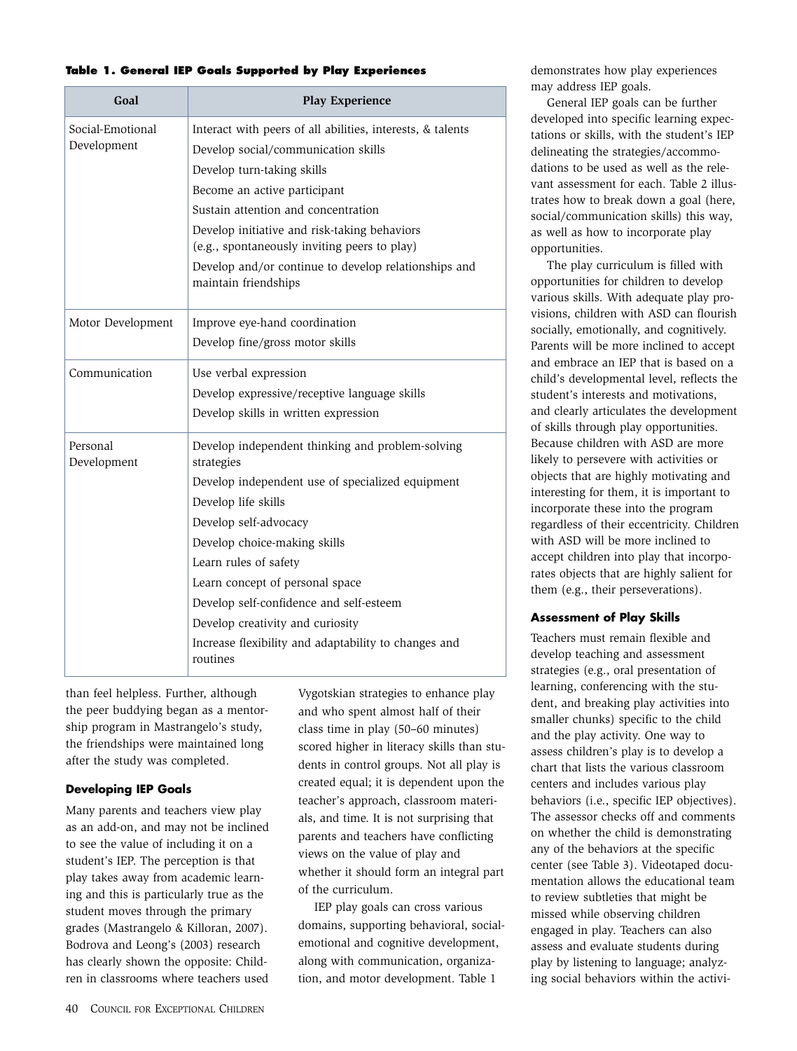**Table 1. General IEP Goals Supported by Play Experiences**

| Goal | Play Experience |
|---|---|
| Social-Emotional Development | Interact with peers of all abilities, interests, & talents<br>Develop social/communication skills<br>Develop turn-taking skills<br>Become an active participant<br>Sustain attention and concentration<br>Develop initiative and risk-taking behaviors (e.g., spontaneously inviting peers to play)<br>Develop and/or continue to develop relationships and maintain friendships |
| Motor Development | Improve eye-hand coordination<br>Develop fine/gross motor skills |
| Communication | Use verbal expression<br>Develop expressive/receptive language skills<br>Develop skills in written expression |
| Personal Development | Develop independent thinking and problem-solving strategies<br>Develop independent use of specialized equipment<br>Develop life skills<br>Develop self-advocacy<br>Develop choice-making skills<br>Learn rules of safety<br>Learn concept of personal space<br>Develop self-confidence and self-esteem<br>Develop creativity and curiosity<br>Increase flexibility and adaptability to changes and routines |

than feel helpless. Further, although the peer buddying began as a mentorship program in Mastrangelo's study, the friendships were maintained long after the study was completed.

### Developing IEP Goals

Many parents and teachers view play as an add-on, and may not be inclined to see the value of including it on a student's IEP. The perception is that play takes away from academic learning and this is particularly true as the student moves through the primary grades (Mastrangelo & Killoran, 2007). Bodrova and Leong's (2003) research has clearly shown the opposite: Children in classrooms where teachers used Vygotskian strategies to enhance play and who spent almost half of their class time in play (50–60 minutes) scored higher in literacy skills than students in control groups. Not all play is created equal; it is dependent upon the teacher's approach, classroom materials, and time. It is not surprising that parents and teachers have conflicting views on the value of play and whether it should form an integral part of the curriculum.

IEP play goals can cross various domains, supporting behavioral, social-emotional and cognitive development, along with communication, organization, and motor development. Table 1 demonstrates how play experiences may address IEP goals.

General IEP goals can be further developed into specific learning expectations or skills, with the student's IEP delineating the strategies/accommodations to be used as well as the relevant assessment for each. Table 2 illustrates how to break down a goal (here, social/communication skills) this way, as well as how to incorporate play opportunities.

The play curriculum is filled with opportunities for children to develop various skills. With adequate play provisions, children with ASD can flourish socially, emotionally, and cognitively. Parents will be more inclined to accept and embrace an IEP that is based on a child's developmental level, reflects the student's interests and motivations, and clearly articulates the development of skills through play opportunities. Because children with ASD are more likely to persevere with activities or objects that are highly motivating and interesting for them, it is important to incorporate these into the program regardless of their eccentricity. Children with ASD will be more inclined to accept children into play that incorporates objects that are highly salient for them (e.g., their perseverations).

### Assessment of Play Skills

Teachers must remain flexible and develop teaching and assessment strategies (e.g., oral presentation of learning, conferencing with the student, and breaking play activities into smaller chunks) specific to the child and the play activity. One way to assess children's play is to develop a chart that lists the various classroom centers and includes various play behaviors (i.e., specific IEP objectives). The assessor checks off and comments on whether the child is demonstrating any of the behaviors at the specific center (see Table 3). Videotaped documentation allows the educational team to review subtleties that might be missed while observing children engaged in play. Teachers can also assess and evaluate students during play by listening to language; analyzing social behaviors within the activi-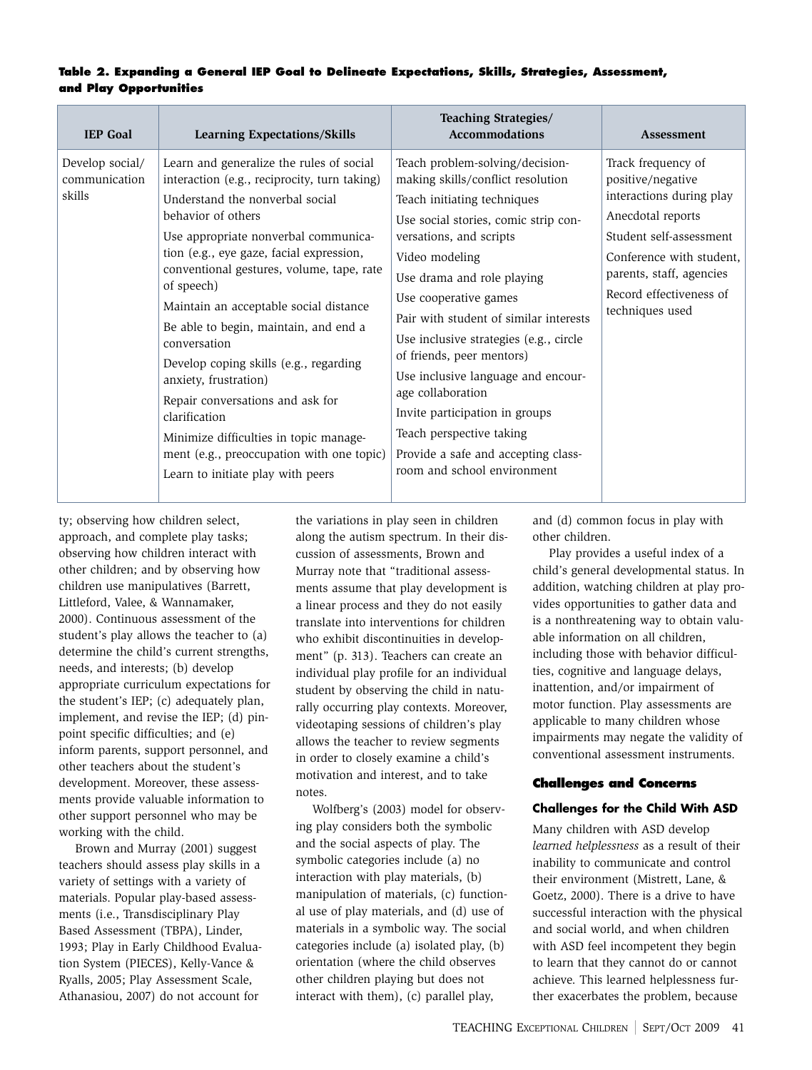**Table 2. Expanding a General IEP Goal to Delineate Expectations, Skills, Strategies, Assessment, and Play Opportunities**

| IEP Goal | Learning Expectations/Skills | Teaching Strategies/ Accommodations | Assessment |
|---|---|---|---|
| Develop social/ communication skills | Learn and generalize the rules of social interaction (e.g., reciprocity, turn taking)<br>Understand the nonverbal social behavior of others<br>Use appropriate nonverbal communication (e.g., eye gaze, facial expression, conventional gestures, volume, tape, rate of speech)<br>Maintain an acceptable social distance<br>Be able to begin, maintain, and end a conversation<br>Develop coping skills (e.g., regarding anxiety, frustration)<br>Repair conversations and ask for clarification<br>Minimize difficulties in topic management (e.g., preoccupation with one topic)<br>Learn to initiate play with peers | Teach problem-solving/decision-making skills/conflict resolution<br>Teach initiating techniques<br>Use social stories, comic strip conversations, and scripts<br>Video modeling<br>Use drama and role playing<br>Use cooperative games<br>Pair with student of similar interests<br>Use inclusive strategies (e.g., circle of friends, peer mentors)<br>Use inclusive language and encourage collaboration<br>Invite participation in groups<br>Teach perspective taking<br>Provide a safe and accepting classroom and school environment | Track frequency of positive/negative interactions during play<br>Anecdotal reports<br>Student self-assessment<br>Conference with student, parents, staff, agencies<br>Record effectiveness of techniques used |

ty; observing how children select, approach, and complete play tasks; observing how children interact with other children; and by observing how children use manipulatives (Barrett, Littleford, Valee, & Wannamaker, 2000). Continuous assessment of the student's play allows the teacher to (a) determine the child's current strengths, needs, and interests; (b) develop appropriate curriculum expectations for the student's IEP; (c) adequately plan, implement, and revise the IEP; (d) pinpoint specific difficulties; and (e) inform parents, support personnel, and other teachers about the student's development. Moreover, these assessments provide valuable information to other support personnel who may be working with the child.

Brown and Murray (2001) suggest teachers should assess play skills in a variety of settings with a variety of materials. Popular play-based assessments (i.e., Transdisciplinary Play Based Assessment (TBPA), Linder, 1993; Play in Early Childhood Evaluation System (PIECES), Kelly-Vance & Ryalls, 2005; Play Assessment Scale, Athanasiou, 2007) do not account for the variations in play seen in children along the autism spectrum. In their discussion of assessments, Brown and Murray note that "traditional assessments assume that play development is a linear process and they do not easily translate into interventions for children who exhibit discontinuities in development" (p. 313). Teachers can create an individual play profile for an individual student by observing the child in naturally occurring play contexts. Moreover, videotaping sessions of children's play allows the teacher to review segments in order to closely examine a child's motivation and interest, and to take notes.

Wolfberg's (2003) model for observing play considers both the symbolic and the social aspects of play. The symbolic categories include (a) no interaction with play materials, (b) manipulation of materials, (c) functional use of play materials, and (d) use of materials in a symbolic way. The social categories include (a) isolated play, (b) orientation (where the child observes other children playing but does not interact with them), (c) parallel play, and (d) common focus in play with other children.

Play provides a useful index of a child's general developmental status. In addition, watching children at play provides opportunities to gather data and is a nonthreatening way to obtain valuable information on all children, including those with behavior difficulties, cognitive and language delays, inattention, and/or impairment of motor function. Play assessments are applicable to many children whose impairments may negate the validity of conventional assessment instruments.

## Challenges and Concerns

### Challenges for the Child With ASD

Many children with ASD develop *learned helplessness* as a result of their inability to communicate and control their environment (Mistrett, Lane, & Goetz, 2000). There is a drive to have successful interaction with the physical and social world, and when children with ASD feel incompetent they begin to learn that they cannot do or cannot achieve. This learned helplessness further exacerbates the problem, because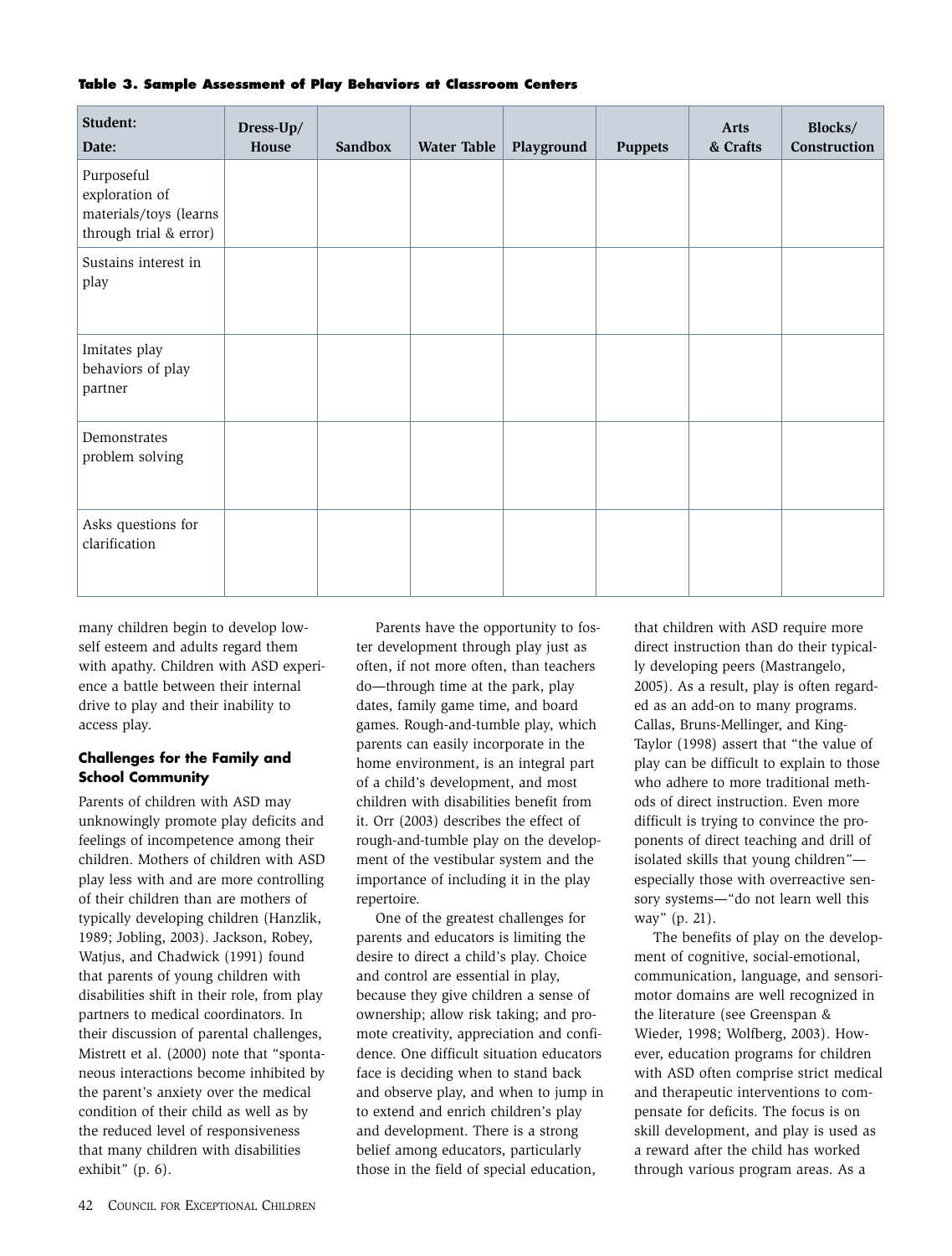**Table 3. Sample Assessment of Play Behaviors at Classroom Centers**

| Student:<br>Date: | Dress-Up/ House | Sandbox | Water Table | Playground | Puppets | Arts & Crafts | Blocks/ Construction |
|---|---|---|---|---|---|---|---|
| Purposeful exploration of materials/toys (learns through trial & error) | | | | | | | |
| Sustains interest in play | | | | | | | |
| Imitates play behaviors of play partner | | | | | | | |
| Demonstrates problem solving | | | | | | | |
| Asks questions for clarification | | | | | | | |

many children begin to develop low-self esteem and adults regard them with apathy. Children with ASD experience a battle between their internal drive to play and their inability to access play.

### Challenges for the Family and School Community

Parents of children with ASD may unknowingly promote play deficits and feelings of incompetence among their children. Mothers of children with ASD play less with and are more controlling of their children than are mothers of typically developing children (Hanzlik, 1989; Jobling, 2003). Jackson, Robey, Watjus, and Chadwick (1991) found that parents of young children with disabilities shift in their role, from play partners to medical coordinators. In their discussion of parental challenges, Mistrett et al. (2000) note that "spontaneous interactions become inhibited by the parent's anxiety over the medical condition of their child as well as by the reduced level of responsiveness that many children with disabilities exhibit" (p. 6).

Parents have the opportunity to foster development through play just as often, if not more often, than teachers do—through time at the park, play dates, family game time, and board games. Rough-and-tumble play, which parents can easily incorporate in the home environment, is an integral part of a child's development, and most children with disabilities benefit from it. Orr (2003) describes the effect of rough-and-tumble play on the development of the vestibular system and the importance of including it in the play repertoire.

One of the greatest challenges for parents and educators is limiting the desire to direct a child's play. Choice and control are essential in play, because they give children a sense of ownership; allow risk taking; and promote creativity, appreciation and confidence. One difficult situation educators face is deciding when to stand back and observe play, and when to jump in to extend and enrich children's play and development. There is a strong belief among educators, particularly those in the field of special education, that children with ASD require more direct instruction than do their typically developing peers (Mastrangelo, 2005). As a result, play is often regarded as an add-on to many programs. Callas, Bruns-Mellinger, and King-Taylor (1998) assert that "the value of play can be difficult to explain to those who adhere to more traditional methods of direct instruction. Even more difficult is trying to convince the proponents of direct teaching and drill of isolated skills that young children"—especially those with overreactive sensory systems—"do not learn well this way" (p. 21).

The benefits of play on the development of cognitive, social-emotional, communication, language, and sensorimotor domains are well recognized in the literature (see Greenspan & Wieder, 1998; Wolfberg, 2003). However, education programs for children with ASD often comprise strict medical and therapeutic interventions to compensate for deficits. The focus is on skill development, and play is used as a reward after the child has worked through various program areas. As a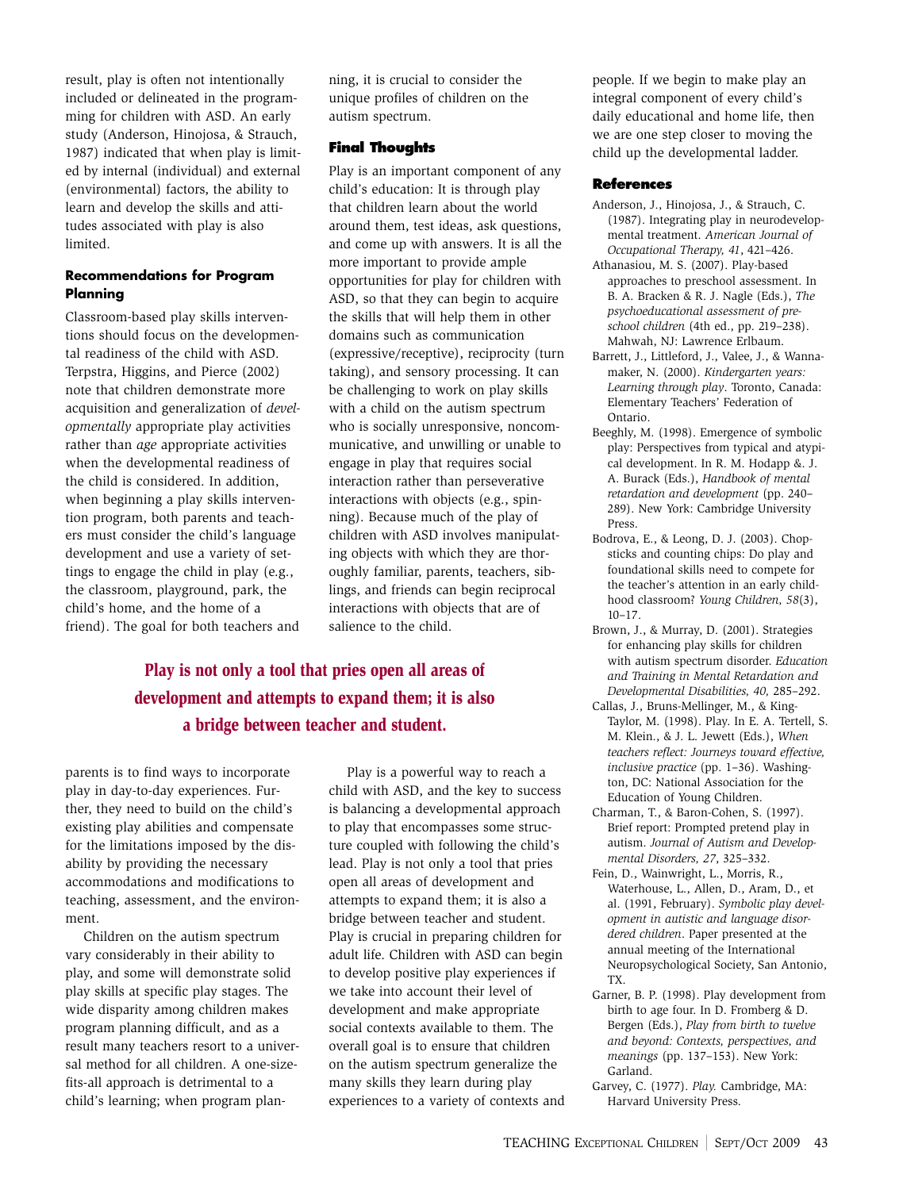result, play is often not intentionally included or delineated in the programming for children with ASD. An early study (Anderson, Hinojosa, & Strauch, 1987) indicated that when play is limited by internal (individual) and external (environmental) factors, the ability to learn and develop the skills and attitudes associated with play is also limited.

### Recommendations for Program Planning

Classroom-based play skills interventions should focus on the developmental readiness of the child with ASD. Terpstra, Higgins, and Pierce (2002) note that children demonstrate more acquisition and generalization of *developmentally* appropriate play activities rather than *age* appropriate activities when the developmental readiness of the child is considered. In addition, when beginning a play skills intervention program, both parents and teachers must consider the child's language development and use a variety of settings to engage the child in play (e.g., the classroom, playground, park, the child's home, and the home of a friend). The goal for both teachers and parents is to find ways to incorporate play in day-to-day experiences. Further, they need to build on the child's existing play abilities and compensate for the limitations imposed by the disability by providing the necessary accommodations and modifications to teaching, assessment, and the environment.

Children on the autism spectrum vary considerably in their ability to play, and some will demonstrate solid play skills at specific play stages. The wide disparity among children makes program planning difficult, and as a result many teachers resort to a universal method for all children. A one-size-fits-all approach is detrimental to a child's learning; when program planning, it is crucial to consider the unique profiles of children on the autism spectrum.

## Final Thoughts

Play is an important component of any child's education: It is through play that children learn about the world around them, test ideas, ask questions, and come up with answers. It is all the more important to provide ample opportunities for play for children with ASD, so that they can begin to acquire the skills that will help them in other domains such as communication (expressive/receptive), reciprocity (turn taking), and sensory processing. It can be challenging to work on play skills with a child on the autism spectrum who is socially unresponsive, noncommunicative, and unwilling or unable to engage in play that requires social interaction rather than perseverative interactions with objects (e.g., spinning). Because much of the play of children with ASD involves manipulating objects with which they are thoroughly familiar, parents, teachers, siblings, and friends can begin reciprocal interactions with objects that are of salience to the child.

**Play is not only a tool that pries open all areas of development and attempts to expand them; it is also a bridge between teacher and student.**

Play is a powerful way to reach a child with ASD, and the key to success is balancing a developmental approach to play that encompasses some structure coupled with following the child's lead. Play is not only a tool that pries open all areas of development and attempts to expand them; it is also a bridge between teacher and student. Play is crucial in preparing children for adult life. Children with ASD can begin to develop positive play experiences if we take into account their level of development and make appropriate social contexts available to them. The overall goal is to ensure that children on the autism spectrum generalize the many skills they learn during play experiences to a variety of contexts and people. If we begin to make play an integral component of every child's daily educational and home life, then we are one step closer to moving the child up the developmental ladder.

## References

Anderson, J., Hinojosa, J., & Strauch, C. (1987). Integrating play in neurodevelopmental treatment. *American Journal of Occupational Therapy, 41*, 421–426.

Athanasiou, M. S. (2007). Play-based approaches to preschool assessment. In B. A. Bracken & R. J. Nagle (Eds.), *The psychoeducational assessment of preschool children* (4th ed., pp. 219–238). Mahwah, NJ: Lawrence Erlbaum.

Barrett, J., Littleford, J., Valee, J., & Wannamaker, N. (2000). *Kindergarten years: Learning through play*. Toronto, Canada: Elementary Teachers' Federation of Ontario.

Beeghly, M. (1998). Emergence of symbolic play: Perspectives from typical and atypical development. In R. M. Hodapp &. J. A. Burack (Eds.), *Handbook of mental retardation and development* (pp. 240–289). New York: Cambridge University Press.

Bodrova, E., & Leong, D. J. (2003). Chopsticks and counting chips: Do play and foundational skills need to compete for the teacher's attention in an early childhood classroom? *Young Children, 58*(3), 10–17.

Brown, J., & Murray, D. (2001). Strategies for enhancing play skills for children with autism spectrum disorder. *Education and Training in Mental Retardation and Developmental Disabilities, 40,* 285–292.

Callas, J., Bruns-Mellinger, M., & King-Taylor, M. (1998). Play. In E. A. Tertell, S. M. Klein., & J. L. Jewett (Eds.), *When teachers reflect: Journeys toward effective, inclusive practice* (pp. 1–36). Washington, DC: National Association for the Education of Young Children.

Charman, T., & Baron-Cohen, S. (1997). Brief report: Prompted pretend play in autism. *Journal of Autism and Developmental Disorders, 27*, 325–332.

Fein, D., Wainwright, L., Morris, R., Waterhouse, L., Allen, D., Aram, D., et al. (1991, February). *Symbolic play development in autistic and language disordered children*. Paper presented at the annual meeting of the International Neuropsychological Society, San Antonio, TX.

Garner, B. P. (1998). Play development from birth to age four. In D. Fromberg & D. Bergen (Eds.), *Play from birth to twelve and beyond: Contexts, perspectives, and meanings* (pp. 137–153). New York: Garland.

Garvey, C. (1977). *Play.* Cambridge, MA: Harvard University Press.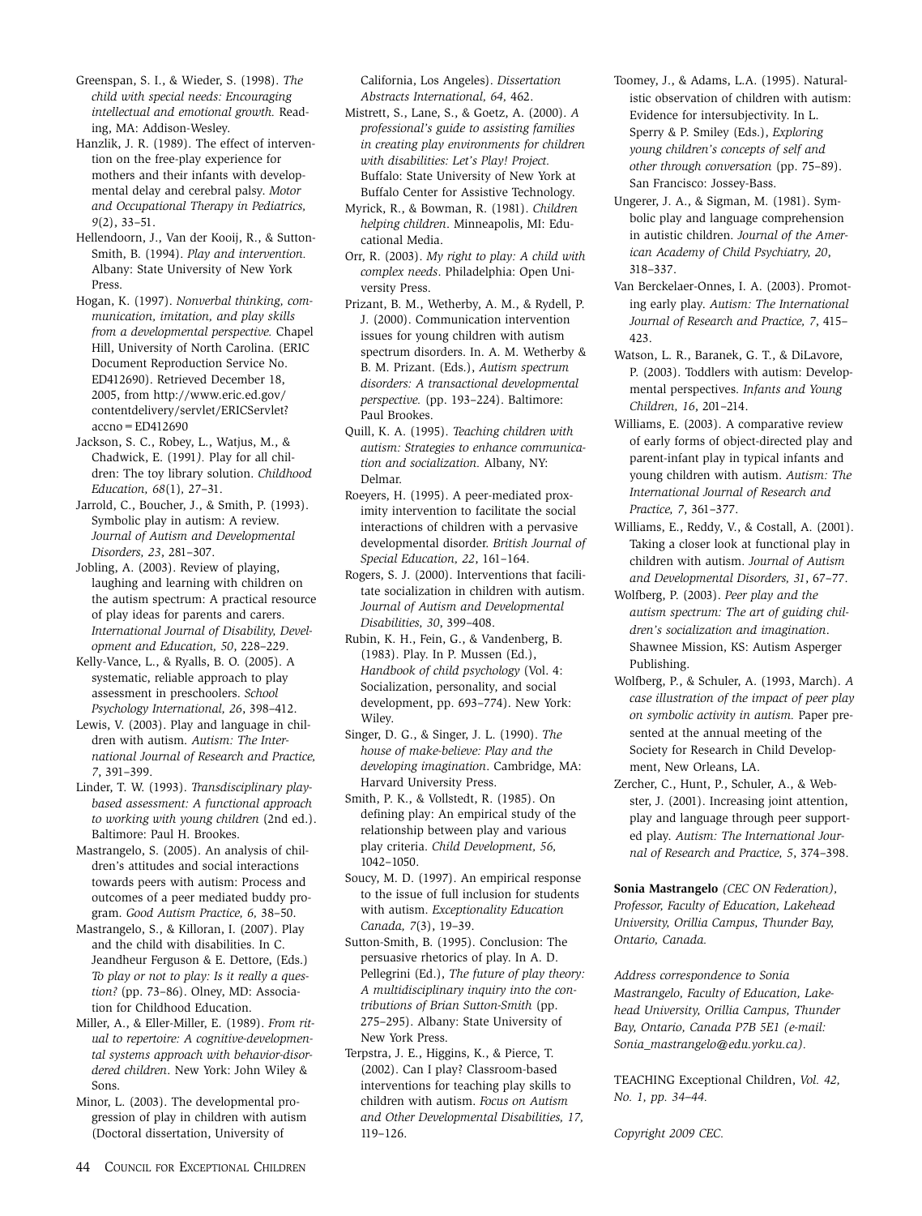Greenspan, S. I., & Wieder, S. (1998). *The child with special needs: Encouraging intellectual and emotional growth.* Reading, MA: Addison-Wesley.

Hanzlik, J. R. (1989). The effect of intervention on the free-play experience for mothers and their infants with developmental delay and cerebral palsy. *Motor and Occupational Therapy in Pediatrics, 9*(2), 33–51.

Hellendoorn, J., Van der Kooij, R., & Sutton-Smith, B. (1994). *Play and intervention.* Albany: State University of New York Press.

Hogan, K. (1997). *Nonverbal thinking, communication, imitation, and play skills from a developmental perspective.* Chapel Hill, University of North Carolina. (ERIC Document Reproduction Service No. ED412690). Retrieved December 18, 2005, from http://www.eric.ed.gov/contentdelivery/servlet/ERICServlet?accno=ED412690

Jackson, S. C., Robey, L., Watjus, M., & Chadwick, E. (1991*)*. Play for all children: The toy library solution. *Childhood Education, 68*(1), 27–31.

Jarrold, C., Boucher, J., & Smith, P. (1993). Symbolic play in autism: A review. *Journal of Autism and Developmental Disorders, 23*, 281–307.

Jobling, A. (2003). Review of playing, laughing and learning with children on the autism spectrum: A practical resource of play ideas for parents and carers. *International Journal of Disability, Development and Education, 50*, 228–229.

Kelly-Vance, L., & Ryalls, B. O. (2005). A systematic, reliable approach to play assessment in preschoolers. *School Psychology International, 26*, 398–412.

Lewis, V. (2003). Play and language in children with autism. *Autism: The International Journal of Research and Practice, 7*, 391–399.

Linder, T. W. (1993). *Transdisciplinary play-based assessment: A functional approach to working with young children* (2nd ed.). Baltimore: Paul H. Brookes.

Mastrangelo, S. (2005). An analysis of children's attitudes and social interactions towards peers with autism: Process and outcomes of a peer mediated buddy program. *Good Autism Practice, 6,* 38–50.

Mastrangelo, S., & Killoran, I. (2007). Play and the child with disabilities. In C. Jeandheur Ferguson & E. Dettore, (Eds.) *To play or not to play: Is it really a question?* (pp. 73–86). Olney, MD: Association for Childhood Education.

Miller, A., & Eller-Miller, E. (1989). *From ritual to repertoire: A cognitive-developmental systems approach with behavior-disordered children*. New York: John Wiley & Sons.

Minor, L. (2003). The developmental progression of play in children with autism (Doctoral dissertation, University of California, Los Angeles). *Dissertation Abstracts International, 64,* 462.

Mistrett, S., Lane, S., & Goetz, A. (2000). *A professional's guide to assisting families in creating play environments for children with disabilities: Let's Play! Project.* Buffalo: State University of New York at Buffalo Center for Assistive Technology.

Myrick, R., & Bowman, R. (1981). *Children helping children*. Minneapolis, MI: Educational Media.

Orr, R. (2003). *My right to play: A child with complex needs*. Philadelphia: Open University Press.

Prizant, B. M., Wetherby, A. M., & Rydell, P. J. (2000). Communication intervention issues for young children with autism spectrum disorders. In. A. M. Wetherby & B. M. Prizant. (Eds.), *Autism spectrum disorders: A transactional developmental perspective.* (pp. 193–224). Baltimore: Paul Brookes.

Quill, K. A. (1995). *Teaching children with autism: Strategies to enhance communication and socialization.* Albany, NY: Delmar.

Roeyers, H. (1995). A peer-mediated proximity intervention to facilitate the social interactions of children with a pervasive developmental disorder. *British Journal of Special Education, 22*, 161–164.

Rogers, S. J. (2000). Interventions that facilitate socialization in children with autism. *Journal of Autism and Developmental Disabilities, 30*, 399–408.

Rubin, K. H., Fein, G., & Vandenberg, B. (1983). Play. In P. Mussen (Ed.), *Handbook of child psychology* (Vol. 4: Socialization, personality, and social development, pp. 693–774). New York: Wiley.

Singer, D. G., & Singer, J. L. (1990). *The house of make-believe: Play and the developing imagination*. Cambridge, MA: Harvard University Press.

Smith, P. K., & Vollstedt, R. (1985). On defining play: An empirical study of the relationship between play and various play criteria. *Child Development, 56,* 1042–1050.

Soucy, M. D. (1997). An empirical response to the issue of full inclusion for students with autism. *Exceptionality Education Canada, 7*(3), 19–39.

Sutton-Smith, B. (1995). Conclusion: The persuasive rhetorics of play. In A. D. Pellegrini (Ed.), *The future of play theory: A multidisciplinary inquiry into the contributions of Brian Sutton-Smith* (pp. 275–295). Albany: State University of New York Press.

Terpstra, J. E., Higgins, K., & Pierce, T. (2002). Can I play? Classroom-based interventions for teaching play skills to children with autism. *Focus on Autism and Other Developmental Disabilities, 17,* 119–126.

Toomey, J., & Adams, L.A. (1995). Naturalistic observation of children with autism: Evidence for intersubjectivity. In L. Sperry & P. Smiley (Eds.), *Exploring young children's concepts of self and other through conversation* (pp. 75–89). San Francisco: Jossey-Bass.

Ungerer, J. A., & Sigman, M. (1981). Symbolic play and language comprehension in autistic children. *Journal of the American Academy of Child Psychiatry, 20*, 318–337.

Van Berckelaer-Onnes, I. A. (2003). Promoting early play. *Autism: The International Journal of Research and Practice, 7*, 415–423.

Watson, L. R., Baranek, G. T., & DiLavore, P. (2003). Toddlers with autism: Developmental perspectives. *Infants and Young Children, 16*, 201–214.

Williams, E. (2003). A comparative review of early forms of object-directed play and parent-infant play in typical infants and young children with autism. *Autism: The International Journal of Research and Practice, 7*, 361–377.

Williams, E., Reddy, V., & Costall, A. (2001). Taking a closer look at functional play in children with autism. *Journal of Autism and Developmental Disorders, 31*, 67–77.

Wolfberg, P. (2003). *Peer play and the autism spectrum: The art of guiding children's socialization and imagination*. Shawnee Mission, KS: Autism Asperger Publishing.

Wolfberg, P., & Schuler, A. (1993, March). *A case illustration of the impact of peer play on symbolic activity in autism.* Paper presented at the annual meeting of the Society for Research in Child Development, New Orleans, LA.

Zercher, C., Hunt, P., Schuler, A., & Webster, J. (2001). Increasing joint attention, play and language through peer supported play. *Autism: The International Journal of Research and Practice, 5*, 374–398.

**Sonia Mastrangelo** *(CEC ON Federation), Professor, Faculty of Education, Lakehead University, Orillia Campus, Thunder Bay, Ontario, Canada.*

*Address correspondence to Sonia Mastrangelo, Faculty of Education, Lakehead University, Orillia Campus, Thunder Bay, Ontario, Canada P7B 5E1 (e-mail: Sonia_mastrangelo@edu.yorku.ca).*

TEACHING Exceptional Children, *Vol. 42, No. 1, pp. 34–44.*

*Copyright 2009 CEC.*